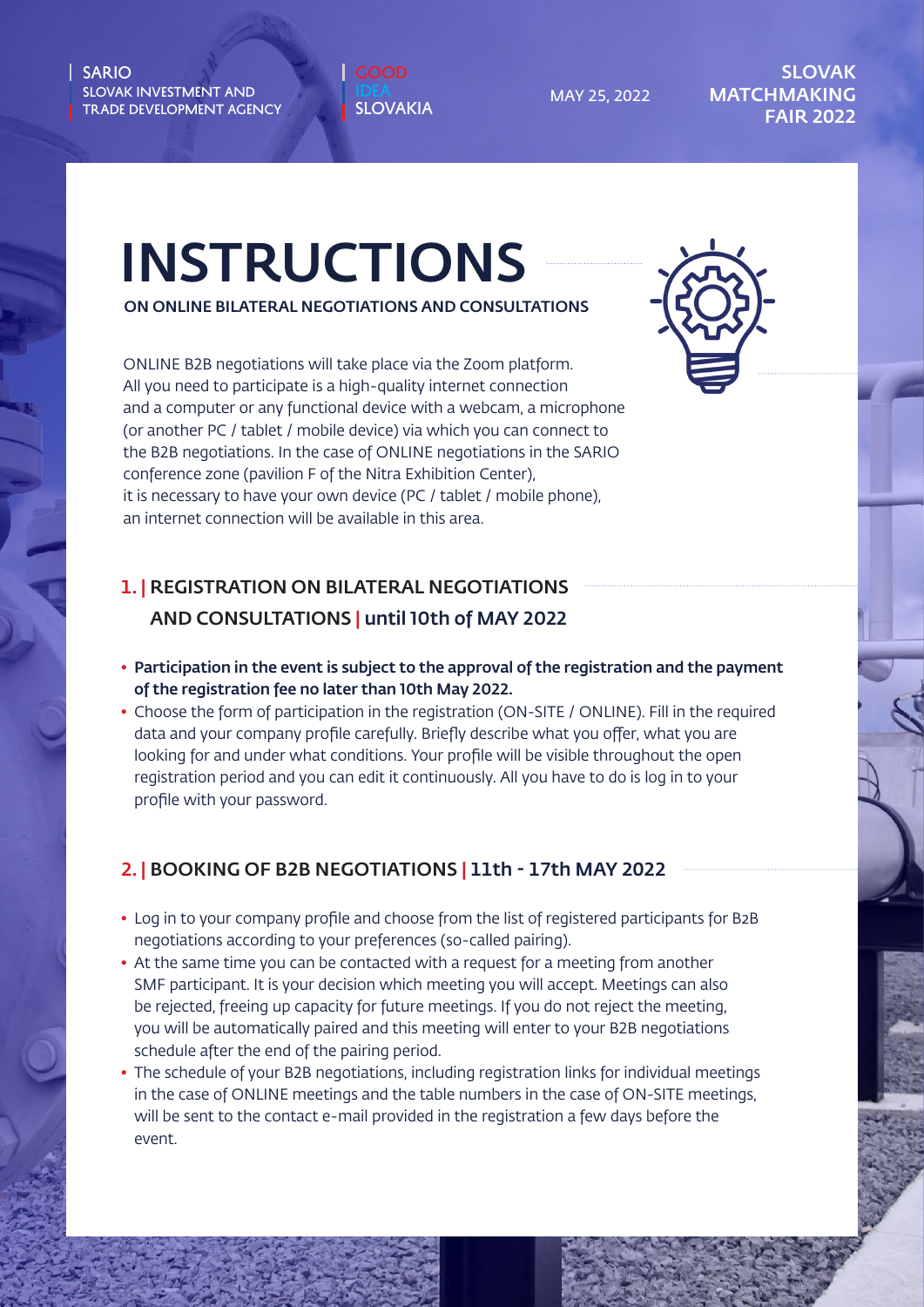SARIO
SLOVAK INVESTMENT AND TRADE DEVELOPMENT AGENCY

GOOD IDEA SLOVAKIA

MAY 25, 2022

SLOVAK MATCHMAKING FAIR 2022

# INSTRUCTIONS

**ON ONLINE BILATERAL NEGOTIATIONS AND CONSULTATIONS**

ONLINE B2B negotiations will take place via the Zoom platform. All you need to participate is a high-quality internet connection and a computer or any functional device with a webcam, a microphone (or another PC / tablet / mobile device) via which you can connect to the B2B negotiations. In the case of ONLINE negotiations in the SARIO conference zone (pavilion F of the Nitra Exhibition Center), it is necessary to have your own device (PC / tablet / mobile phone), an internet connection will be available in this area.

## 1. | REGISTRATION ON BILATERAL NEGOTIATIONS AND CONSULTATIONS | until 10th of MAY 2022

- **Participation in the event is subject to the approval of the registration and the payment of the registration fee no later than 10th May 2022.**
- Choose the form of participation in the registration (ON-SITE / ONLINE). Fill in the required data and your company profile carefully. Briefly describe what you offer, what you are looking for and under what conditions. Your profile will be visible throughout the open registration period and you can edit it continuously. All you have to do is log in to your profile with your password.

## 2. | BOOKING OF B2B NEGOTIATIONS | 11th - 17th MAY 2022

- Log in to your company profile and choose from the list of registered participants for B2B negotiations according to your preferences (so-called pairing).
- At the same time you can be contacted with a request for a meeting from another SMF participant. It is your decision which meeting you will accept. Meetings can also be rejected, freeing up capacity for future meetings. If you do not reject the meeting, you will be automatically paired and this meeting will enter to your B2B negotiations schedule after the end of the pairing period.
- The schedule of your B2B negotiations, including registration links for individual meetings in the case of ONLINE meetings and the table numbers in the case of ON-SITE meetings, will be sent to the contact e-mail provided in the registration a few days before the event.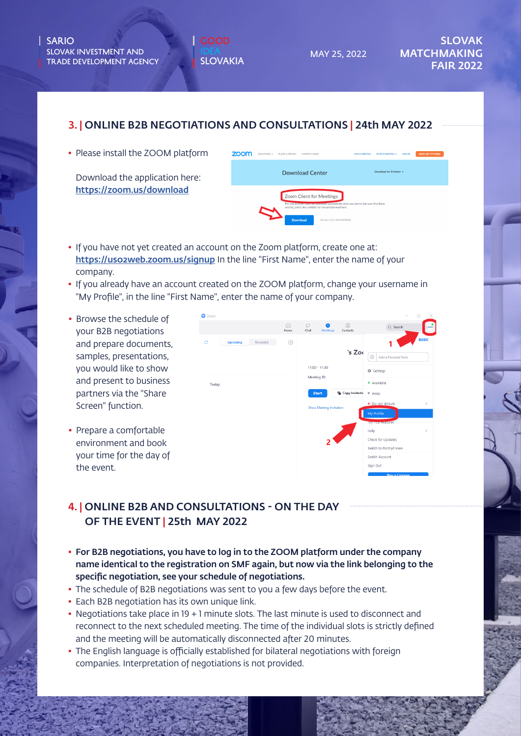## 3. | ONLINE B2B NEGOTIATIONS AND CONSULTATIONS | 24th MAY 2022

- Please install the ZOOM platform

  Download the application here: https://zoom.us/download

- If you have not yet created an account on the Zoom platform, create one at: https://us02web.zoom.us/signup In the line "First Name", enter the name of your company.
- If you already have an account created on the ZOOM platform, change your username in "My Profile", in the line "First Name", enter the name of your company.

- Browse the schedule of your B2B negotiations and prepare documents, samples, presentations, you would like to show and present to business partners via the "Share Screen" function.

- Prepare a comfortable environment and book your time for the day of the event.

## 4. | ONLINE B2B AND CONSULTATIONS - ON THE DAY OF THE EVENT | 25th MAY 2022

- **For B2B negotiations, you have to log in to the ZOOM platform under the company name identical to the registration on SMF again, but now via the link belonging to the specific negotiation, see your schedule of negotiations.**
- The schedule of B2B negotiations was sent to you a few days before the event.
- Each B2B negotiation has its own unique link.
- Negotiations take place in 19 + 1 minute slots. The last minute is used to disconnect and reconnect to the next scheduled meeting. The time of the individual slots is strictly defined and the meeting will be automatically disconnected after 20 minutes.
- The English language is officially established for bilateral negotiations with foreign companies. Interpretation of negotiations is not provided.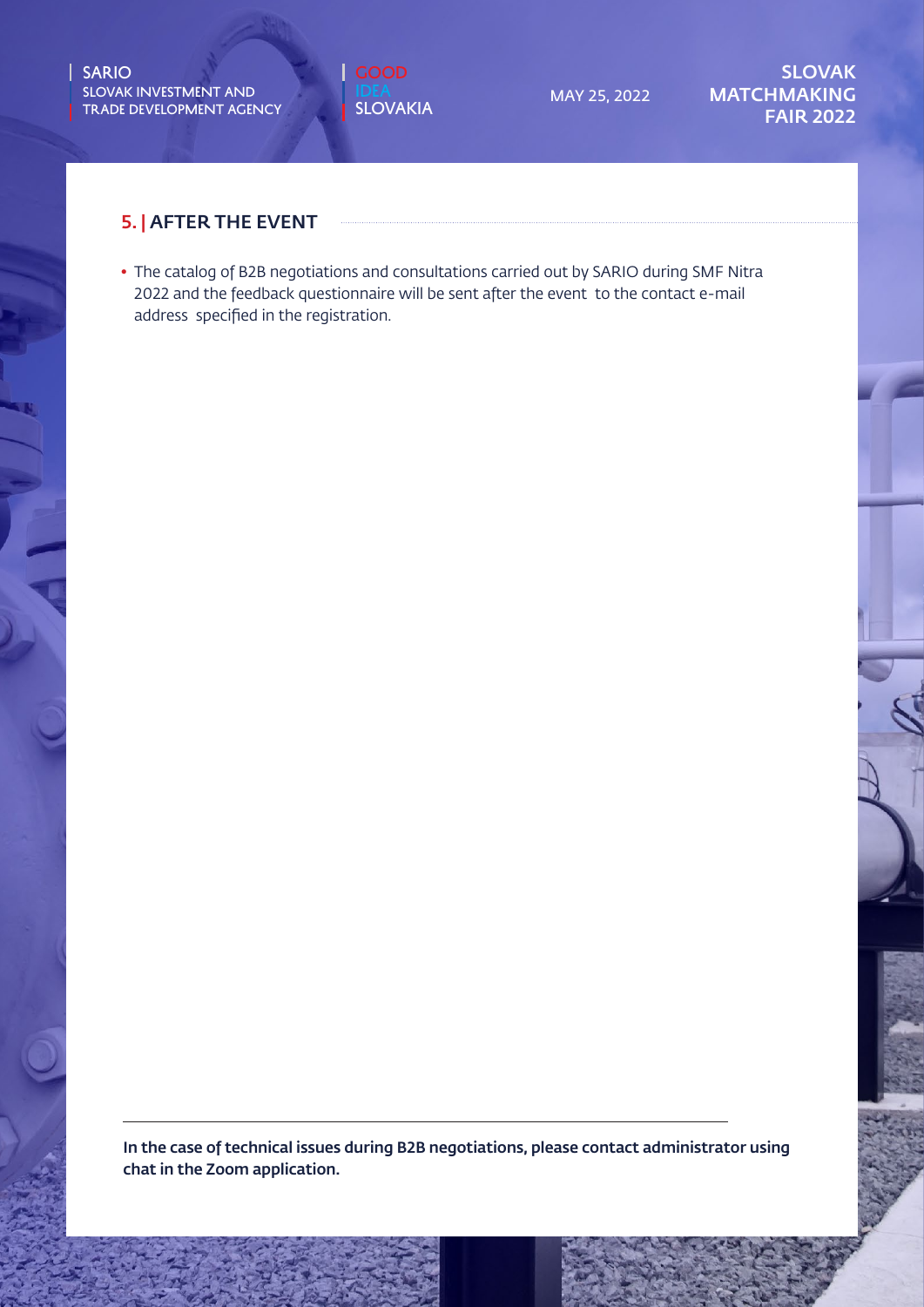## 5. | AFTER THE EVENT

- The catalog of B2B negotiations and consultations carried out by SARIO during SMF Nitra 2022 and the feedback questionnaire will be sent after the event to the contact e-mail address specified in the registration.

**In the case of technical issues during B2B negotiations, please contact administrator using chat in the Zoom application.**